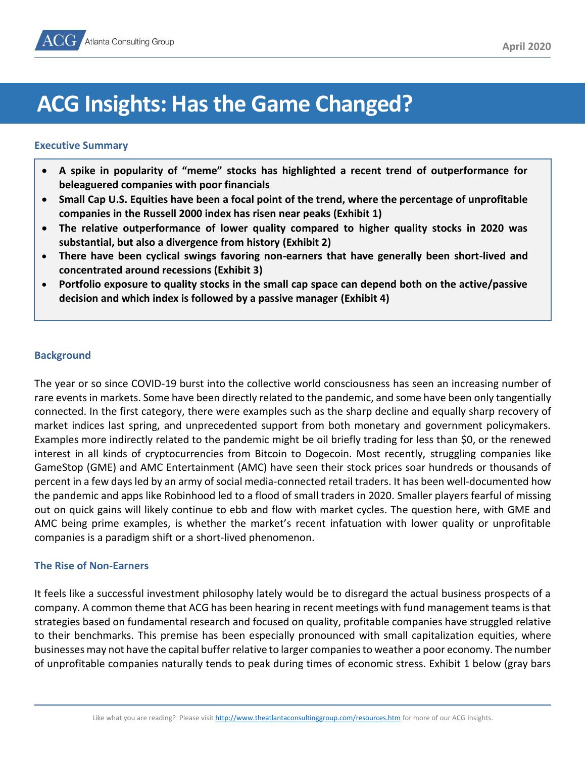# ACG Insights: Has the Game Changed?

April 2020

## Executive Summary

- **A spike in popularity of "meme" stocks has highlighted a recent trend of outperformance for beleaguered companies with poor financials**
- **Small Cap U.S. Equities have been a focal point of the trend, where the percentage of unprofitable companies in the Russell 2000 index has risen near peaks (Exhibit 1)**
- **The relative outperformance of lower quality compared to higher quality stocks in 2020 was substantial, but also a divergence from history (Exhibit 2)**
- **There have been cyclical swings favoring non-earners that have generally been short-lived and concentrated around recessions (Exhibit 3)**
- **Portfolio exposure to quality stocks in the small cap space can depend both on the active/passive decision and which index is followed by a passive manager (Exhibit 4)**

## Background

The year or so since COVID-19 burst into the collective world consciousness has seen an increasing number of rare events in markets. Some have been directly related to the pandemic, and some have been only tangentially connected. In the first category, there were examples such as the sharp decline and equally sharp recovery of market indices last spring, and unprecedented support from both monetary and government policymakers. Examples more indirectly related to the pandemic might be oil briefly trading for less than $0, or the renewed interest in all kinds of cryptocurrencies from Bitcoin to Dogecoin. Most recently, struggling companies like GameStop (GME) and AMC Entertainment (AMC) have seen their stock prices soar hundreds or thousands of percent in a few days led by an army of social media-connected retail traders. It has been well-documented how the pandemic and apps like Robinhood led to a flood of small traders in 2020. Smaller players fearful of missing out on quick gains will likely continue to ebb and flow with market cycles. The question here, with GME and AMC being prime examples, is whether the market's recent infatuation with lower quality or unprofitable companies is a paradigm shift or a short-lived phenomenon.

## The Rise of Non-Earners

It feels like a successful investment philosophy lately would be to disregard the actual business prospects of a company. A common theme that ACG has been hearing in recent meetings with fund management teams is that strategies based on fundamental research and focused on quality, profitable companies have struggled relative to their benchmarks. This premise has been especially pronounced with small capitalization equities, where businesses may not have the capital buffer relative to larger companies to weather a poor economy. The number of unprofitable companies naturally tends to peak during times of economic stress. Exhibit 1 below (gray bars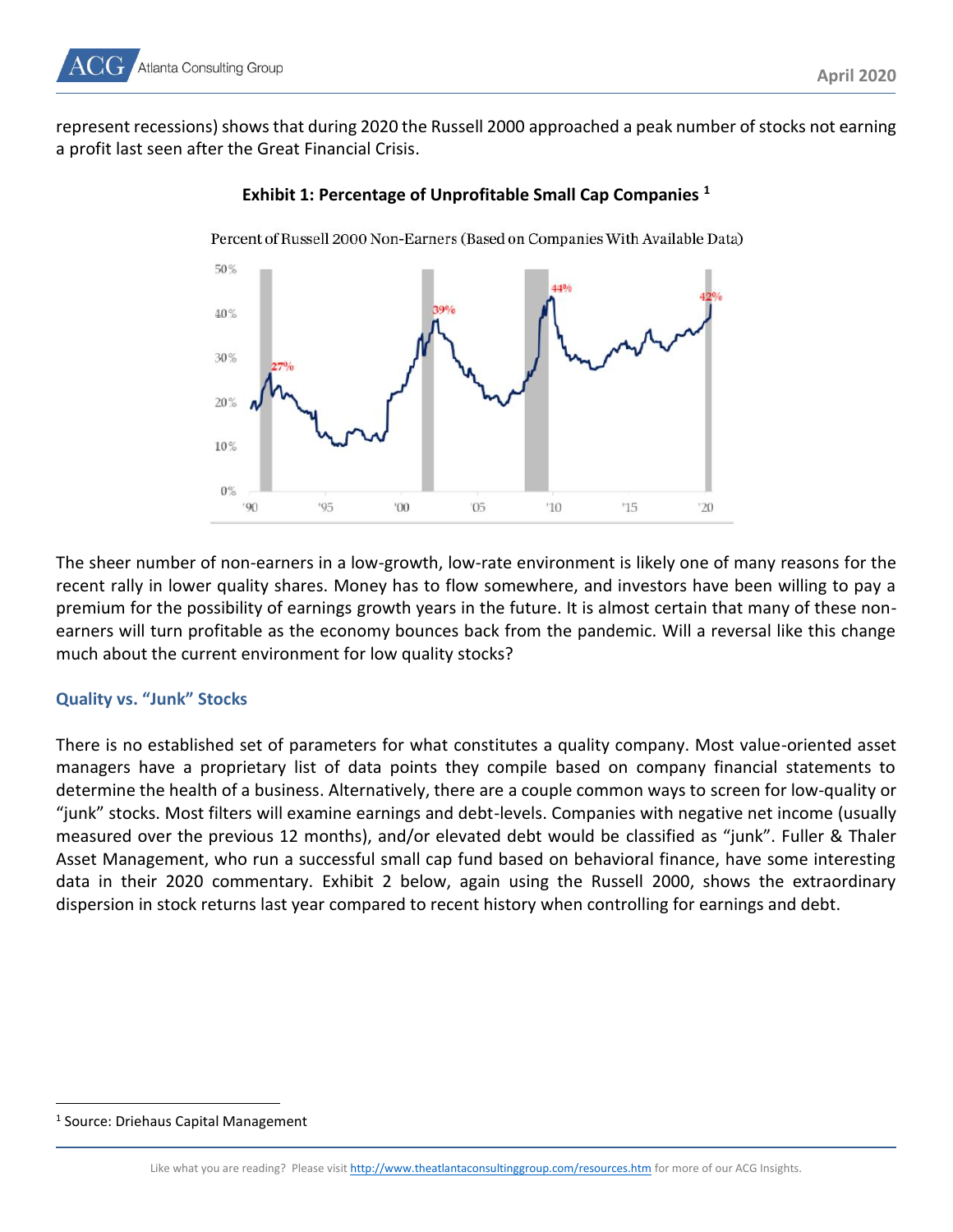represent recessions) shows that during 2020 the Russell 2000 approached a peak number of stocks not earning a profit last seen after the Great Financial Crisis.

**Exhibit 1: Percentage of Unprofitable Small Cap Companies [1]**

Percent of Russell 2000 Non-Earners (Based on Companies With Available Data)

The sheer number of non-earners in a low-growth, low-rate environment is likely one of many reasons for the recent rally in lower quality shares. Money has to flow somewhere, and investors have been willing to pay a premium for the possibility of earnings growth years in the future. It is almost certain that many of these non-earners will turn profitable as the economy bounces back from the pandemic. Will a reversal like this change much about the current environment for low quality stocks?

### Quality vs. "Junk" Stocks

There is no established set of parameters for what constitutes a quality company. Most value-oriented asset managers have a proprietary list of data points they compile based on company financial statements to determine the health of a business. Alternatively, there are a couple common ways to screen for low-quality or "junk" stocks. Most filters will examine earnings and debt-levels. Companies with negative net income (usually measured over the previous 12 months), and/or elevated debt would be classified as "junk". Fuller & Thaler Asset Management, who run a successful small cap fund based on behavioral finance, have some interesting data in their 2020 commentary. Exhibit 2 below, again using the Russell 2000, shows the extraordinary dispersion in stock returns last year compared to recent history when controlling for earnings and debt.

[1] Source: Driehaus Capital Management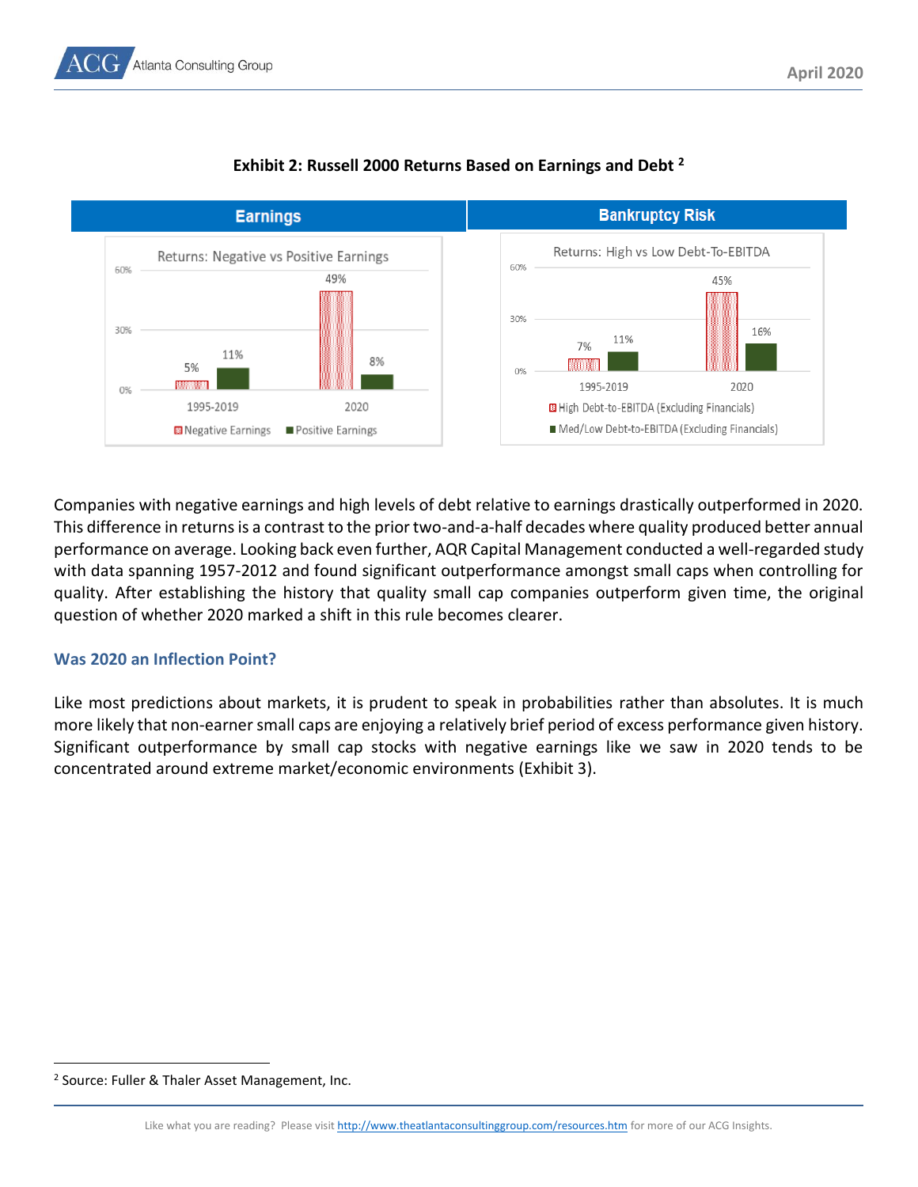**Exhibit 2: Russell 2000 Returns Based on Earnings and Debt [2]**

| Earnings | | | Bankruptcy Risk | | |
|---|---|---|---|---|---|
| Returns: Negative vs Positive Earnings | Negative Earnings | Positive Earnings | Returns: High vs Low Debt-To-EBITDA | High Debt-to-EBITDA (Excluding Financials) | Med/Low Debt-to-EBITDA (Excluding Financials) |
| 1995-2019 | 5% | 11% | 1995-2019 | 7% | 11% |
| 2020 | 49% | 8% | 2020 | 45% | 16% |

Companies with negative earnings and high levels of debt relative to earnings drastically outperformed in 2020. This difference in returns is a contrast to the prior two-and-a-half decades where quality produced better annual performance on average. Looking back even further, AQR Capital Management conducted a well-regarded study with data spanning 1957-2012 and found significant outperformance amongst small caps when controlling for quality. After establishing the history that quality small cap companies outperform given time, the original question of whether 2020 marked a shift in this rule becomes clearer.

## Was 2020 an Inflection Point?

Like most predictions about markets, it is prudent to speak in probabilities rather than absolutes. It is much more likely that non-earner small caps are enjoying a relatively brief period of excess performance given history. Significant outperformance by small cap stocks with negative earnings like we saw in 2020 tends to be concentrated around extreme market/economic environments (Exhibit 3).

[2] Source: Fuller & Thaler Asset Management, Inc.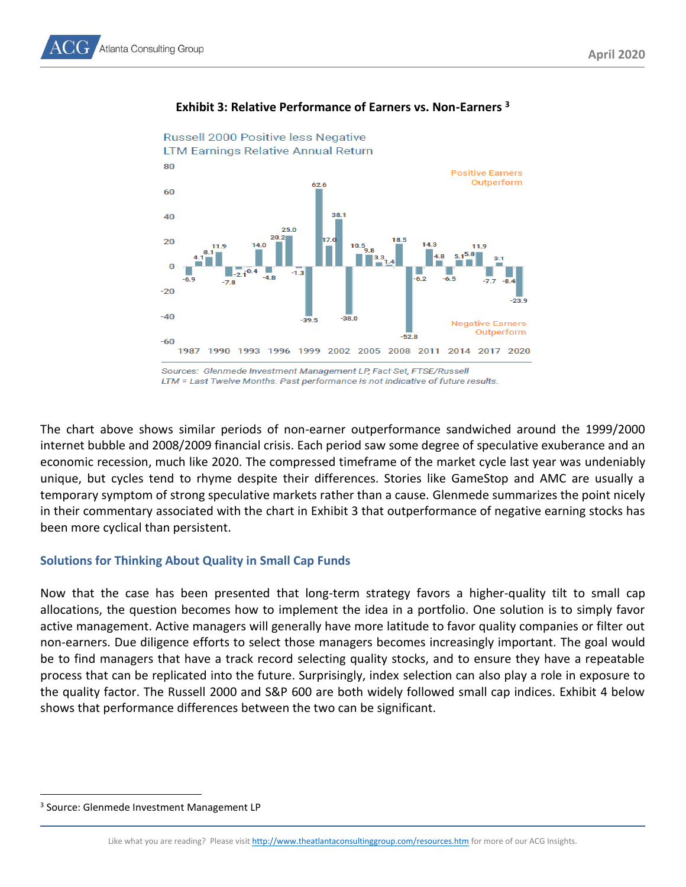**Exhibit 3: Relative Performance of Earners vs. Non-Earners [3]**

Russell 2000 Positive less Negative
LTM Earnings Relative Annual Return

Positive Earners Outperform

Negative Earners Outperform

Sources: Glenmede Investment Management LP, FactSet, FTSE/Russell
LTM = Last Twelve Months. Past performance is not indicative of future results.

The chart above shows similar periods of non-earner outperformance sandwiched around the 1999/2000 internet bubble and 2008/2009 financial crisis. Each period saw some degree of speculative exuberance and an economic recession, much like 2020. The compressed timeframe of the market cycle last year was undeniably unique, but cycles tend to rhyme despite their differences. Stories like GameStop and AMC are usually a temporary symptom of strong speculative markets rather than a cause. Glenmede summarizes the point nicely in their commentary associated with the chart in Exhibit 3 that outperformance of negative earning stocks has been more cyclical than persistent.

## Solutions for Thinking About Quality in Small Cap Funds

Now that the case has been presented that long-term strategy favors a higher-quality tilt to small cap allocations, the question becomes how to implement the idea in a portfolio. One solution is to simply favor active management. Active managers will generally have more latitude to favor quality companies or filter out non-earners. Due diligence efforts to select those managers becomes increasingly important. The goal would be to find managers that have a track record selecting quality stocks, and to ensure they have a repeatable process that can be replicated into the future. Surprisingly, index selection can also play a role in exposure to the quality factor. The Russell 2000 and S&P 600 are both widely followed small cap indices. Exhibit 4 below shows that performance differences between the two can be significant.

[3] Source: Glenmede Investment Management LP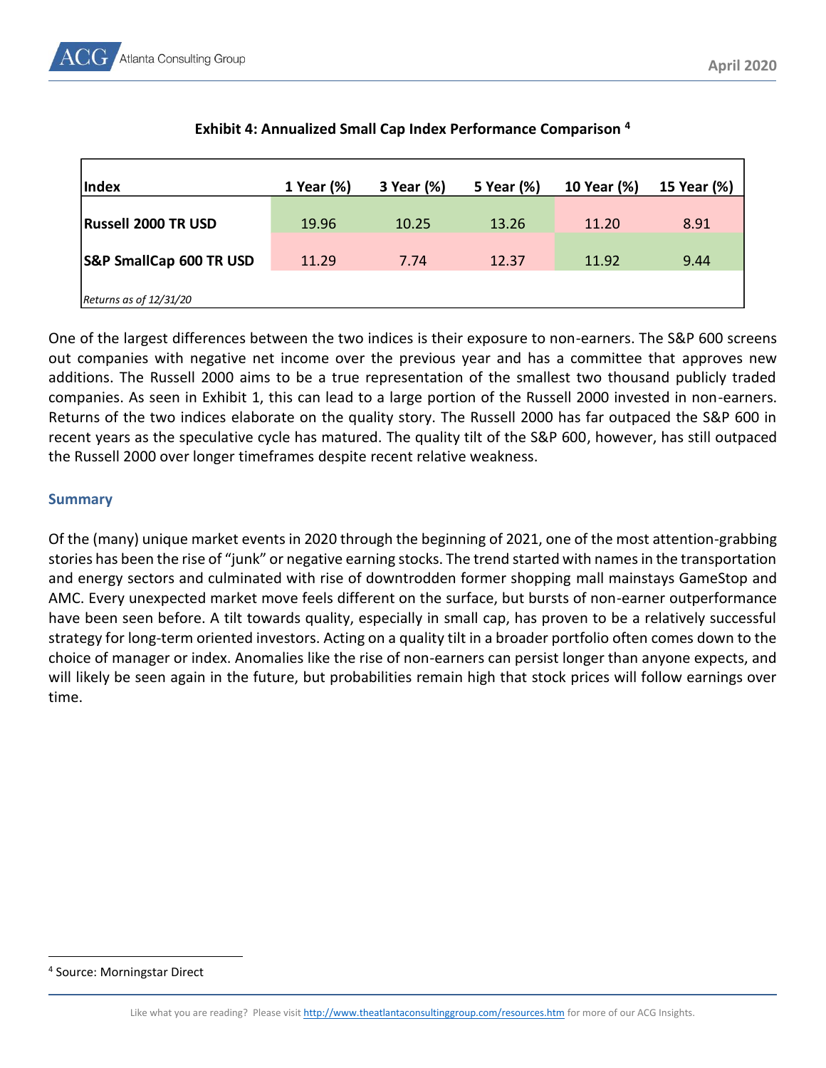**Exhibit 4: Annualized Small Cap Index Performance Comparison [4]**

| Index | 1 Year (%) | 3 Year (%) | 5 Year (%) | 10 Year (%) | 15 Year (%) |
|---|---|---|---|---|---|
| **Russell 2000 TR USD** | 19.96 | 10.25 | 13.26 | 11.20 | 8.91 |
| **S&P SmallCap 600 TR USD** | 11.29 | 7.74 | 12.37 | 11.92 | 9.44 |

*Returns as of 12/31/20*

One of the largest differences between the two indices is their exposure to non-earners. The S&P 600 screens out companies with negative net income over the previous year and has a committee that approves new additions. The Russell 2000 aims to be a true representation of the smallest two thousand publicly traded companies. As seen in Exhibit 1, this can lead to a large portion of the Russell 2000 invested in non-earners. Returns of the two indices elaborate on the quality story. The Russell 2000 has far outpaced the S&P 600 in recent years as the speculative cycle has matured. The quality tilt of the S&P 600, however, has still outpaced the Russell 2000 over longer timeframes despite recent relative weakness.

### Summary

Of the (many) unique market events in 2020 through the beginning of 2021, one of the most attention-grabbing stories has been the rise of "junk" or negative earning stocks. The trend started with names in the transportation and energy sectors and culminated with rise of downtrodden former shopping mall mainstays GameStop and AMC. Every unexpected market move feels different on the surface, but bursts of non-earner outperformance have been seen before. A tilt towards quality, especially in small cap, has proven to be a relatively successful strategy for long-term oriented investors. Acting on a quality tilt in a broader portfolio often comes down to the choice of manager or index. Anomalies like the rise of non-earners can persist longer than anyone expects, and will likely be seen again in the future, but probabilities remain high that stock prices will follow earnings over time.

[4] Source: Morningstar Direct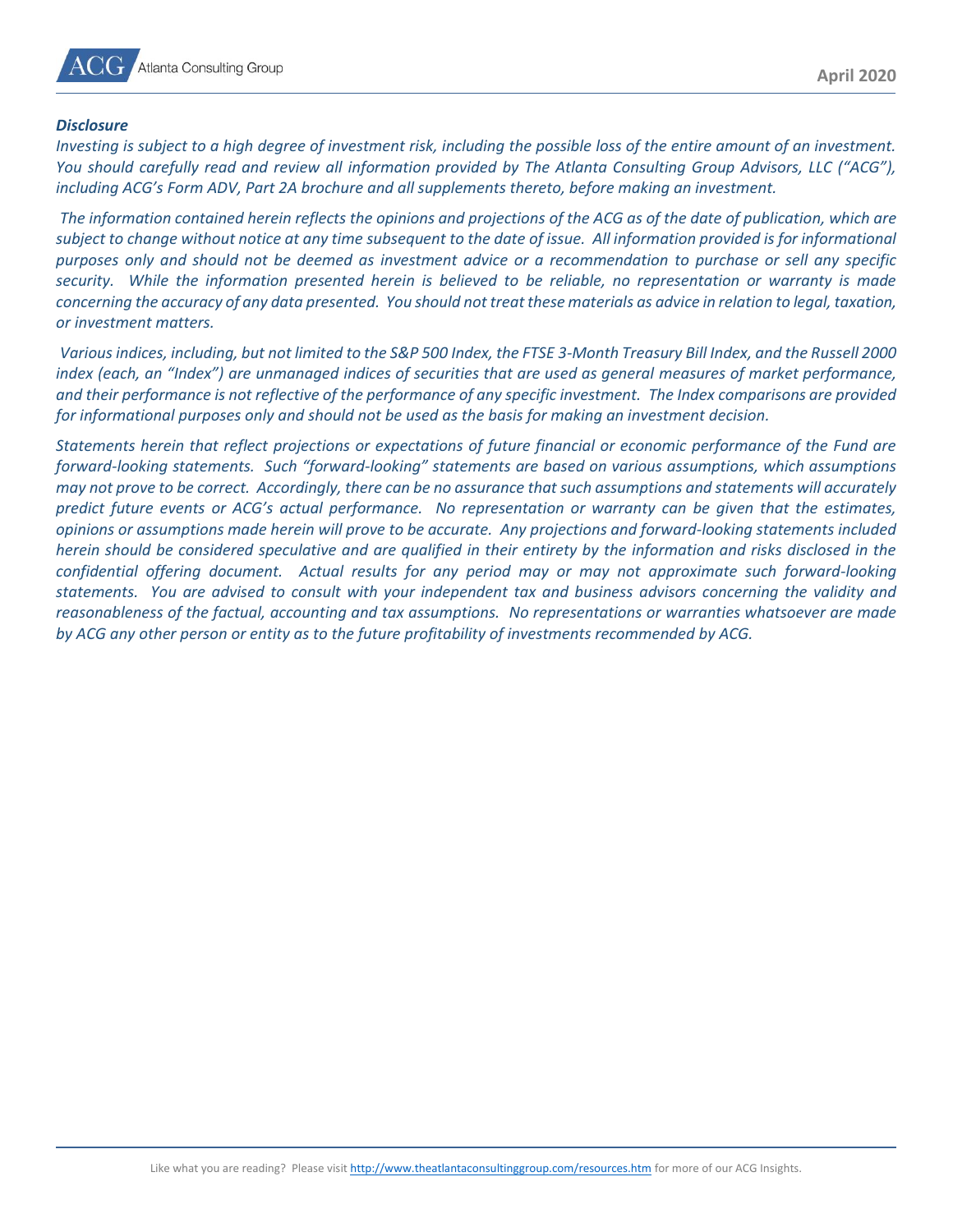***Disclosure***

*Investing is subject to a high degree of investment risk, including the possible loss of the entire amount of an investment. You should carefully read and review all information provided by The Atlanta Consulting Group Advisors, LLC ("ACG"), including ACG's Form ADV, Part 2A brochure and all supplements thereto, before making an investment.*

*The information contained herein reflects the opinions and projections of the ACG as of the date of publication, which are subject to change without notice at any time subsequent to the date of issue. All information provided is for informational purposes only and should not be deemed as investment advice or a recommendation to purchase or sell any specific security. While the information presented herein is believed to be reliable, no representation or warranty is made concerning the accuracy of any data presented. You should not treat these materials as advice in relation to legal, taxation, or investment matters.*

*Various indices, including, but not limited to the S&P 500 Index, the FTSE 3-Month Treasury Bill Index, and the Russell 2000 index (each, an "Index") are unmanaged indices of securities that are used as general measures of market performance, and their performance is not reflective of the performance of any specific investment. The Index comparisons are provided for informational purposes only and should not be used as the basis for making an investment decision.*

*Statements herein that reflect projections or expectations of future financial or economic performance of the Fund are forward-looking statements. Such "forward-looking" statements are based on various assumptions, which assumptions may not prove to be correct. Accordingly, there can be no assurance that such assumptions and statements will accurately predict future events or ACG's actual performance. No representation or warranty can be given that the estimates, opinions or assumptions made herein will prove to be accurate. Any projections and forward-looking statements included herein should be considered speculative and are qualified in their entirety by the information and risks disclosed in the confidential offering document. Actual results for any period may or may not approximate such forward-looking statements. You are advised to consult with your independent tax and business advisors concerning the validity and reasonableness of the factual, accounting and tax assumptions. No representations or warranties whatsoever are made by ACG any other person or entity as to the future profitability of investments recommended by ACG.*